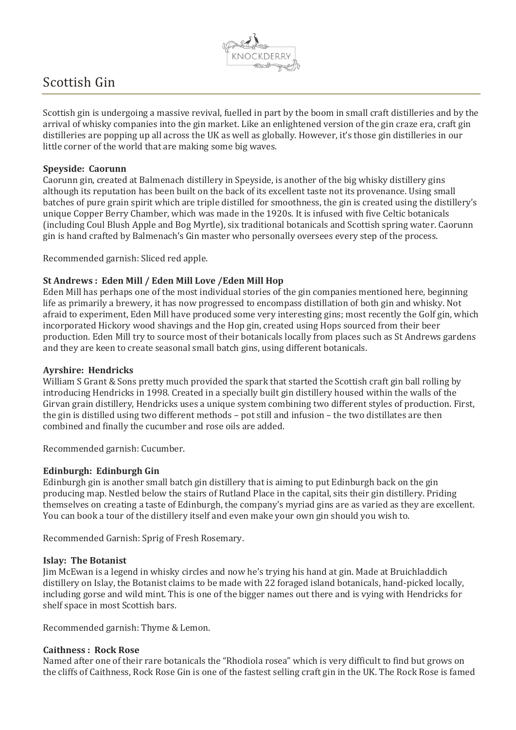# Scottish Gin

Scottish gin is undergoing a massive revival, fuelled in part by the boom in small craft distilleries and by the arrival of whisky companies into the gin market. Like an enlightened version of the gin craze era, craft gin distilleries are popping up all across the UK as well as globally. However, it's those gin distilleries in our little corner of the world that are making some big waves.

**Speyside: Caorunn**

Caorunn gin, created at Balmenach distillery in Speyside, is another of the big whisky distillery gins although its reputation has been built on the back of its excellent taste not its provenance. Using small batches of pure grain spirit which are triple distilled for smoothness, the gin is created using the distillery's unique Copper Berry Chamber, which was made in the 1920s. It is infused with five Celtic botanicals (including Coul Blush Apple and Bog Myrtle), six traditional botanicals and Scottish spring water. Caorunn gin is hand crafted by Balmenach's Gin master who personally oversees every step of the process.

Recommended garnish: Sliced red apple.

**St Andrews : Eden Mill / Eden Mill Love /Eden Mill Hop**

Eden Mill has perhaps one of the most individual stories of the gin companies mentioned here, beginning life as primarily a brewery, it has now progressed to encompass distillation of both gin and whisky. Not afraid to experiment, Eden Mill have produced some very interesting gins; most recently the Golf gin, which incorporated Hickory wood shavings and the Hop gin, created using Hops sourced from their beer production. Eden Mill try to source most of their botanicals locally from places such as St Andrews gardens and they are keen to create seasonal small batch gins, using different botanicals.

**Ayrshire: Hendricks**

William S Grant & Sons pretty much provided the spark that started the Scottish craft gin ball rolling by introducing Hendricks in 1998. Created in a specially built gin distillery housed within the walls of the Girvan grain distillery, Hendricks uses a unique system combining two different styles of production. First, the gin is distilled using two different methods – pot still and infusion – the two distillates are then combined and finally the cucumber and rose oils are added.

Recommended garnish: Cucumber.

**Edinburgh: Edinburgh Gin**

Edinburgh gin is another small batch gin distillery that is aiming to put Edinburgh back on the gin producing map. Nestled below the stairs of Rutland Place in the capital, sits their gin distillery. Priding themselves on creating a taste of Edinburgh, the company's myriad gins are as varied as they are excellent. You can book a tour of the distillery itself and even make your own gin should you wish to.

Recommended Garnish: Sprig of Fresh Rosemary.

**Islay: The Botanist**

Jim McEwan is a legend in whisky circles and now he's trying his hand at gin. Made at Bruichladdich distillery on Islay, the Botanist claims to be made with 22 foraged island botanicals, hand-picked locally, including gorse and wild mint. This is one of the bigger names out there and is vying with Hendricks for shelf space in most Scottish bars.

Recommended garnish: Thyme & Lemon.

**Caithness : Rock Rose**

Named after one of their rare botanicals the "Rhodiola rosea" which is very difficult to find but grows on the cliffs of Caithness, Rock Rose Gin is one of the fastest selling craft gin in the UK. The Rock Rose is famed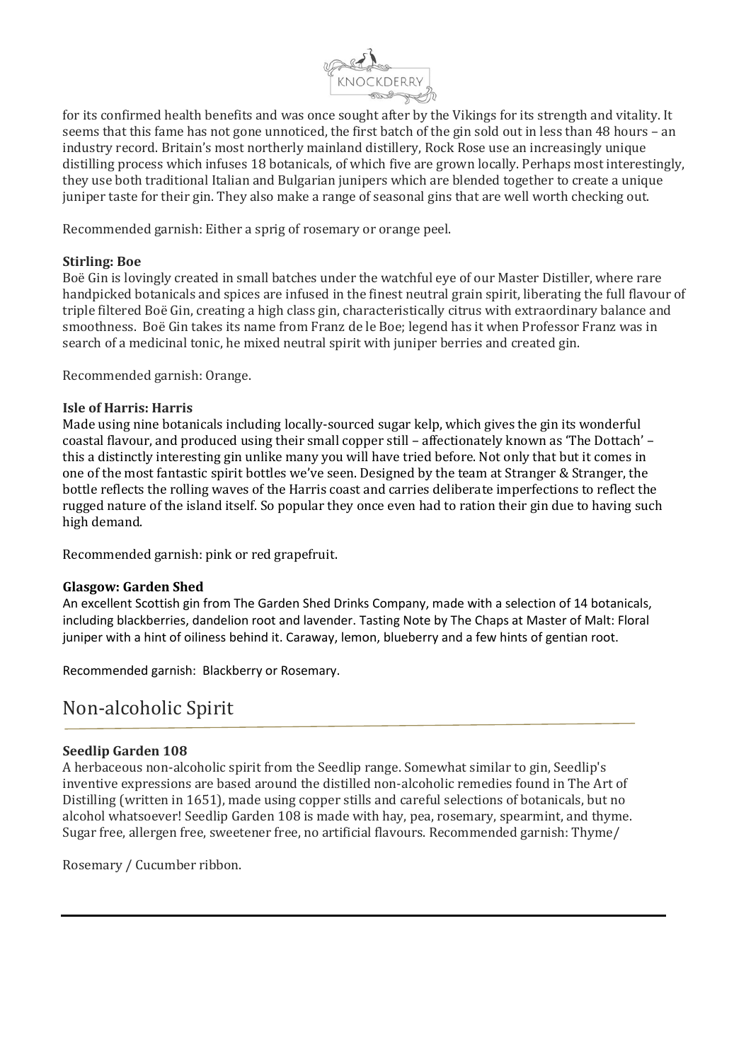for its confirmed health benefits and was once sought after by the Vikings for its strength and vitality. It seems that this fame has not gone unnoticed, the first batch of the gin sold out in less than 48 hours – an industry record. Britain's most northerly mainland distillery, Rock Rose use an increasingly unique distilling process which infuses 18 botanicals, of which five are grown locally. Perhaps most interestingly, they use both traditional Italian and Bulgarian junipers which are blended together to create a unique juniper taste for their gin. They also make a range of seasonal gins that are well worth checking out.

Recommended garnish: Either a sprig of rosemary or orange peel.

**Stirling: Boe**

Boë Gin is lovingly created in small batches under the watchful eye of our Master Distiller, where rare handpicked botanicals and spices are infused in the finest neutral grain spirit, liberating the full flavour of triple filtered Boë Gin, creating a high class gin, characteristically citrus with extraordinary balance and smoothness. Boë Gin takes its name from Franz de le Boe; legend has it when Professor Franz was in search of a medicinal tonic, he mixed neutral spirit with juniper berries and created gin.

Recommended garnish: Orange.

**Isle of Harris: Harris**

Made using nine botanicals including locally-sourced sugar kelp, which gives the gin its wonderful coastal flavour, and produced using their small copper still – affectionately known as 'The Dottach' – this a distinctly interesting gin unlike many you will have tried before. Not only that but it comes in one of the most fantastic spirit bottles we've seen. Designed by the team at Stranger & Stranger, the bottle reflects the rolling waves of the Harris coast and carries deliberate imperfections to reflect the rugged nature of the island itself. So popular they once even had to ration their gin due to having such high demand.

Recommended garnish: pink or red grapefruit.

**Glasgow: Garden Shed**

An excellent Scottish gin from The Garden Shed Drinks Company, made with a selection of 14 botanicals, including blackberries, dandelion root and lavender. Tasting Note by The Chaps at Master of Malt: Floral juniper with a hint of oiliness behind it. Caraway, lemon, blueberry and a few hints of gentian root.

Recommended garnish: Blackberry or Rosemary.

## Non-alcoholic Spirit

**Seedlip Garden 108**

A herbaceous non-alcoholic spirit from the Seedlip range. Somewhat similar to gin, Seedlip's inventive expressions are based around the distilled non-alcoholic remedies found in The Art of Distilling (written in 1651), made using copper stills and careful selections of botanicals, but no alcohol whatsoever! Seedlip Garden 108 is made with hay, pea, rosemary, spearmint, and thyme. Sugar free, allergen free, sweetener free, no artificial flavours. Recommended garnish: Thyme/

Rosemary / Cucumber ribbon.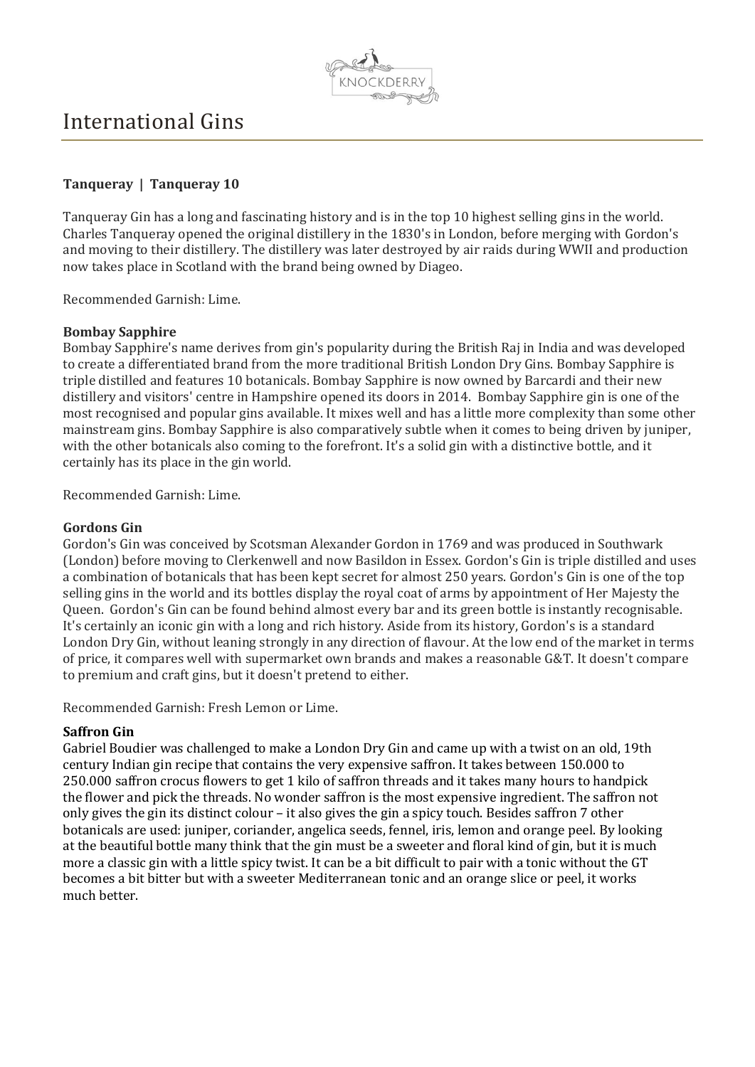# International Gins

**Tanqueray | Tanqueray 10**

Tanqueray Gin has a long and fascinating history and is in the top 10 highest selling gins in the world. Charles Tanqueray opened the original distillery in the 1830's in London, before merging with Gordon's and moving to their distillery. The distillery was later destroyed by air raids during WWII and production now takes place in Scotland with the brand being owned by Diageo.

Recommended Garnish: Lime.

**Bombay Sapphire**

Bombay Sapphire's name derives from gin's popularity during the British Raj in India and was developed to create a differentiated brand from the more traditional British London Dry Gins. Bombay Sapphire is triple distilled and features 10 botanicals. Bombay Sapphire is now owned by Barcardi and their new distillery and visitors' centre in Hampshire opened its doors in 2014. Bombay Sapphire gin is one of the most recognised and popular gins available. It mixes well and has a little more complexity than some other mainstream gins. Bombay Sapphire is also comparatively subtle when it comes to being driven by juniper, with the other botanicals also coming to the forefront. It's a solid gin with a distinctive bottle, and it certainly has its place in the gin world.

Recommended Garnish: Lime.

**Gordons Gin**

Gordon's Gin was conceived by Scotsman Alexander Gordon in 1769 and was produced in Southwark (London) before moving to Clerkenwell and now Basildon in Essex. Gordon's Gin is triple distilled and uses a combination of botanicals that has been kept secret for almost 250 years. Gordon's Gin is one of the top selling gins in the world and its bottles display the royal coat of arms by appointment of Her Majesty the Queen. Gordon's Gin can be found behind almost every bar and its green bottle is instantly recognisable. It's certainly an iconic gin with a long and rich history. Aside from its history, Gordon's is a standard London Dry Gin, without leaning strongly in any direction of flavour. At the low end of the market in terms of price, it compares well with supermarket own brands and makes a reasonable G&T. It doesn't compare to premium and craft gins, but it doesn't pretend to either.

Recommended Garnish: Fresh Lemon or Lime.

**Saffron Gin**

Gabriel Boudier was challenged to make a London Dry Gin and came up with a twist on an old, 19th century Indian gin recipe that contains the very expensive saffron. It takes between 150.000 to 250.000 saffron crocus flowers to get 1 kilo of saffron threads and it takes many hours to handpick the flower and pick the threads. No wonder saffron is the most expensive ingredient. The saffron not only gives the gin its distinct colour – it also gives the gin a spicy touch. Besides saffron 7 other botanicals are used: juniper, coriander, angelica seeds, fennel, iris, lemon and orange peel. By looking at the beautiful bottle many think that the gin must be a sweeter and floral kind of gin, but it is much more a classic gin with a little spicy twist. It can be a bit difficult to pair with a tonic without the GT becomes a bit bitter but with a sweeter Mediterranean tonic and an orange slice or peel, it works much better.